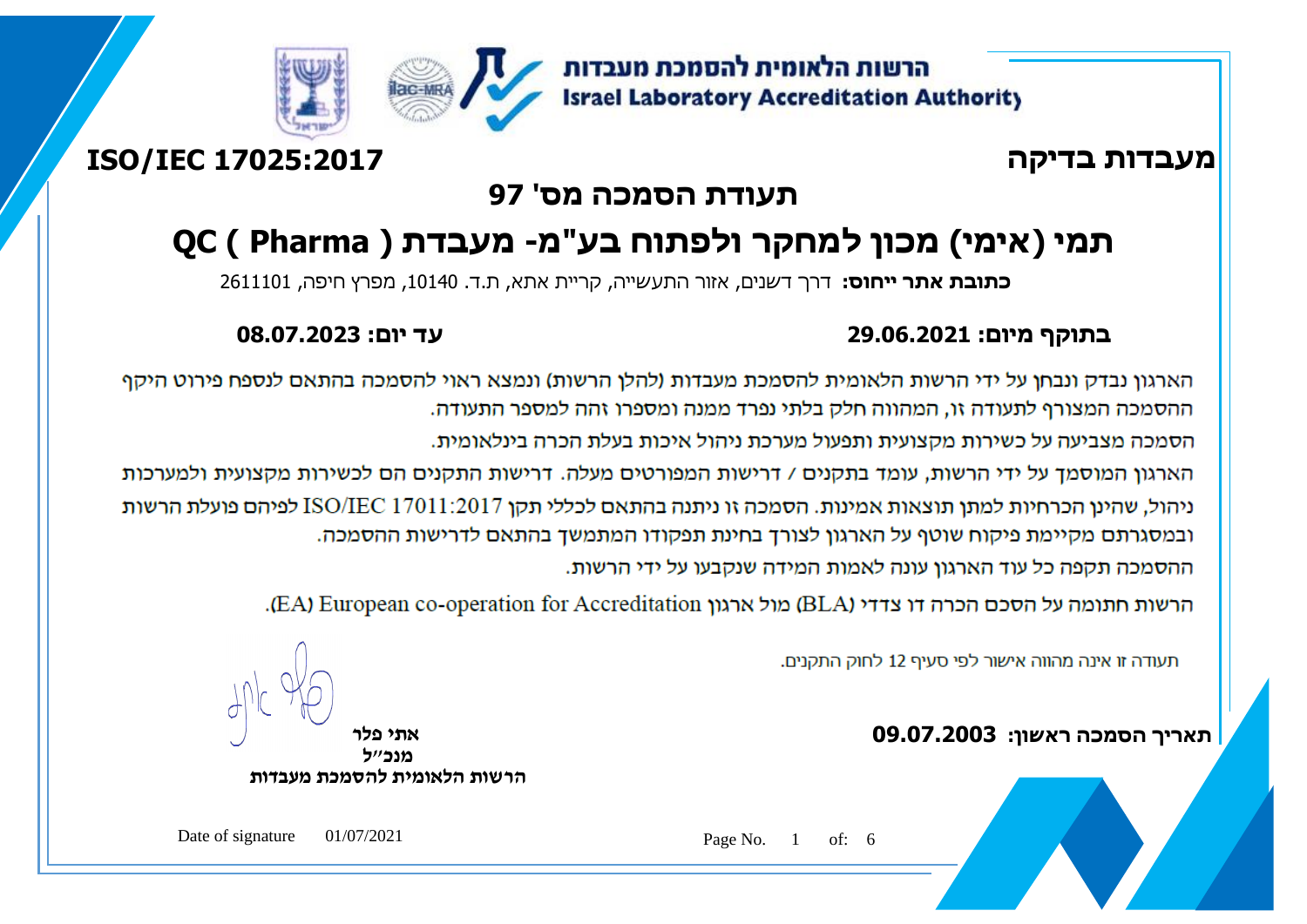הרשות הלאומית להסמכת מעבדות
**Israel Laboratory Accreditation Authority**

**מעבדות בדיקה** **ISO/IEC 17025:2017**

# תעודת הסמכה מס' 97

# תמי (אימי) מכון למחקר ולפתוח בע"מ- מעבדת ( QC ( Pharma

**כתובת אתר ייחוס:** דרך דשנים, אזור התעשייה, קריית אתא, ת.ד. 10140, מפרץ חיפה, 2611101

**בתוקף מיום: 29.06.2021** **עד יום: 08.07.2023**

הארגון נבדק ונבחן על ידי הרשות הלאומית להסמכת מעבדות (להלן הרשות) ונמצא ראוי להסמכה בהתאם לנספח פירוט היקף ההסמכה המצורף לתעודה זו, המהווה חלק בלתי נפרד ממנה ומספרו זהה למספר התעודה.

הסמכה מצביעה על כשירות מקצועית ותפעול מערכת ניהול איכות בעלת הכרה בינלאומית.

הארגון המוסמך על ידי הרשות, עומד בתקנים / דרישות המפורטים מעלה. דרישות התקנים הם לכשירות מקצועית ולמערכות ניהול, שהינן הכרחיות למתן תוצאות אמינות. הסמכה זו ניתנה בהתאם לכללי תקן ISO/IEC 17011:2017 לפיהם פועלת הרשות ובמסגרתם מקיימת פיקוח שוטף על הארגון לצורך בחינת תפקודו המתמשך בהתאם לדרישות ההסמכה.

ההסמכה תקפה כל עוד הארגון עונה לאמות המידה שנקבעו על ידי הרשות.

הרשות חתומה על הסכם הכרה דו צדדי (BLA) מול ארגון European co-operation for Accreditation (EA).

תעודה זו אינה מהווה אישור לפי סעיף 12 לחוק התקנים.

**תאריך הסמכה ראשון: 09.07.2003**

**אתי פלר**
**מנכ"ל**
**הרשות הלאומית להסמכת מעבדות**

Date of signature 01/07/2021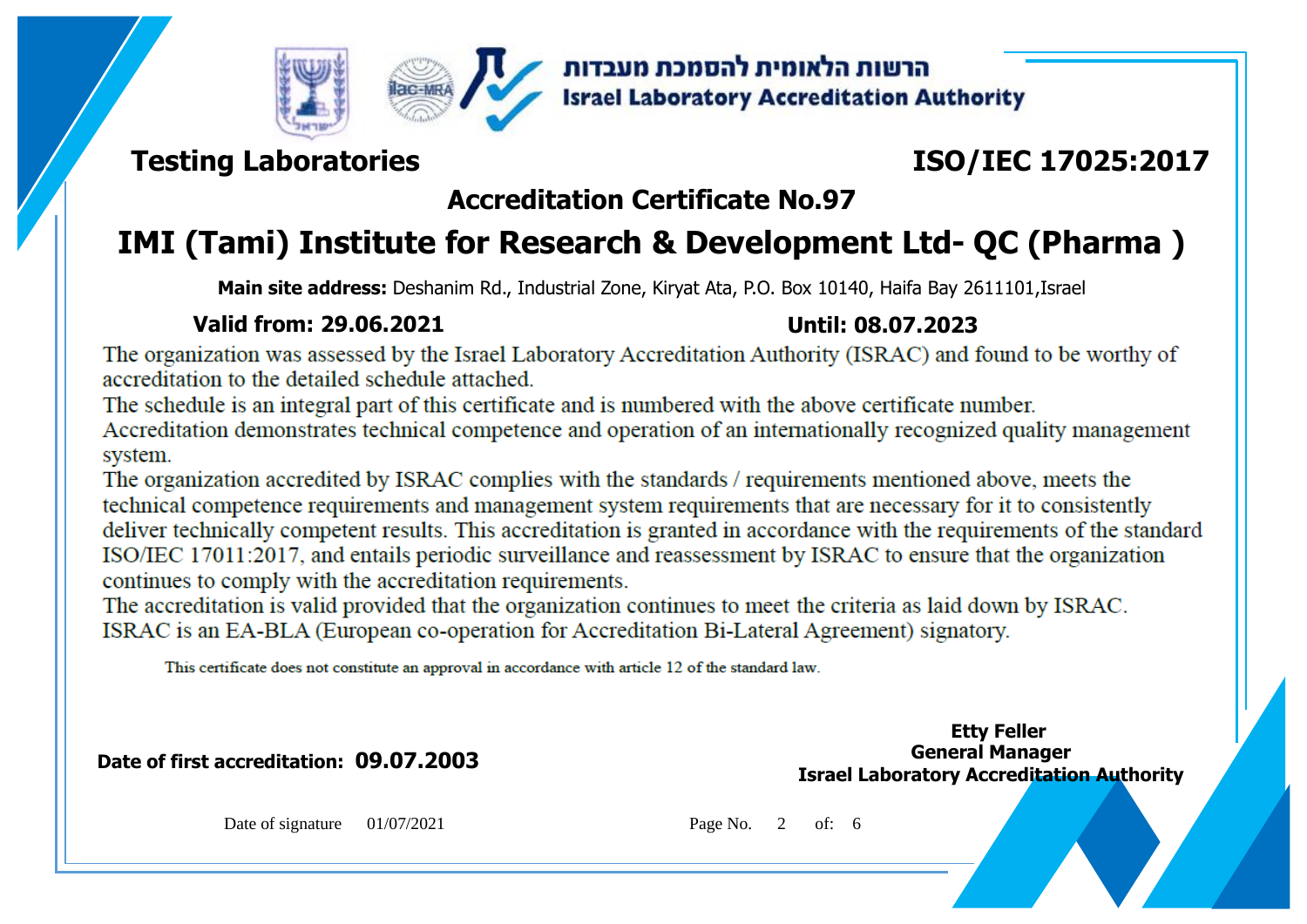הרשות הלאומית להסמכת מעבדות
**Israel Laboratory Accreditation Authority**

## Testing Laboratories

## ISO/IEC 17025:2017

### Accreditation Certificate No.97

# IMI (Tami) Institute for Research & Development Ltd- QC (Pharma )

**Main site address:** Deshanim Rd., Industrial Zone, Kiryat Ata, P.O. Box 10140, Haifa Bay 2611101,Israel

**Valid from: 29.06.2021** **Until: 08.07.2023**

The organization was assessed by the Israel Laboratory Accreditation Authority (ISRAC) and found to be worthy of accreditation to the detailed schedule attached.
The schedule is an integral part of this certificate and is numbered with the above certificate number.
Accreditation demonstrates technical competence and operation of an internationally recognized quality management system.
The organization accredited by ISRAC complies with the standards / requirements mentioned above, meets the technical competence requirements and management system requirements that are necessary for it to consistently deliver technically competent results. This accreditation is granted in accordance with the requirements of the standard ISO/IEC 17011:2017, and entails periodic surveillance and reassessment by ISRAC to ensure that the organization continues to comply with the accreditation requirements.
The accreditation is valid provided that the organization continues to meet the criteria as laid down by ISRAC.
ISRAC is an EA-BLA (European co-operation for Accreditation Bi-Lateral Agreement) signatory.

This certificate does not constitute an approval in accordance with article 12 of the standard law.

**Date of first accreditation: 09.07.2003**

**Etty Feller**
**General Manager**
**Israel Laboratory Accreditation Authority**

Date of signature 01/07/2021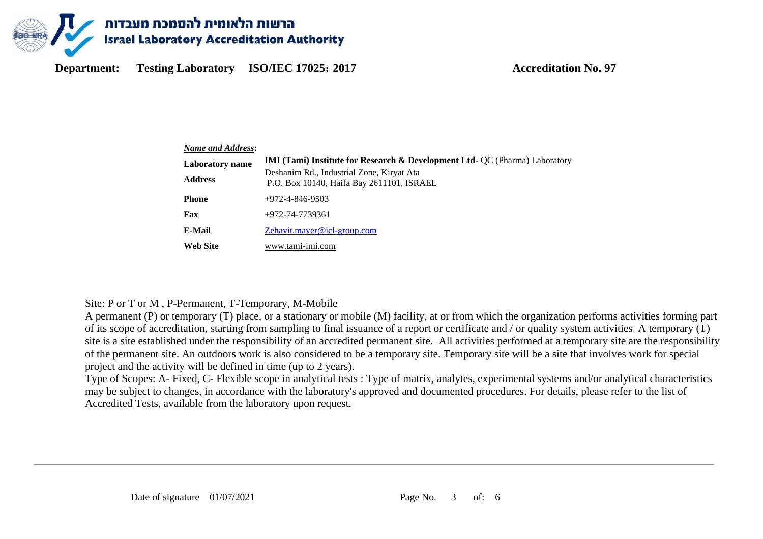**Department:** **Testing Laboratory** **ISO/IEC 17025: 2017** **Accreditation No. 97**

***Name and Address*:**

| | |
|---|---|
| **Laboratory name** | **IMI (Tami) Institute for Research & Development Ltd-** QC (Pharma) Laboratory |
| **Address** | Deshanim Rd., Industrial Zone, Kiryat Ata<br>P.O. Box 10140, Haifa Bay 2611101, ISRAEL |
| **Phone** | +972-4-846-9503 |
| **Fax** | +972-74-7739361 |
| **E-Mail** | Zehavit.mayer@icl-group.com |
| **Web Site** | www.tami-imi.com |

Site: P or T or M , P-Permanent, T-Temporary, M-Mobile

A permanent (P) or temporary (T) place, or a stationary or mobile (M) facility, at or from which the organization performs activities forming part of its scope of accreditation, starting from sampling to final issuance of a report or certificate and / or quality system activities. A temporary (T) site is a site established under the responsibility of an accredited permanent site. All activities performed at a temporary site are the responsibility of the permanent site. An outdoors work is also considered to be a temporary site. Temporary site will be a site that involves work for special project and the activity will be defined in time (up to 2 years).

Type of Scopes: A- Fixed, C- Flexible scope in analytical tests : Type of matrix, analytes, experimental systems and/or analytical characteristics may be subject to changes, in accordance with the laboratory's approved and documented procedures. For details, please refer to the list of Accredited Tests, available from the laboratory upon request.

Date of signature 01/07/2021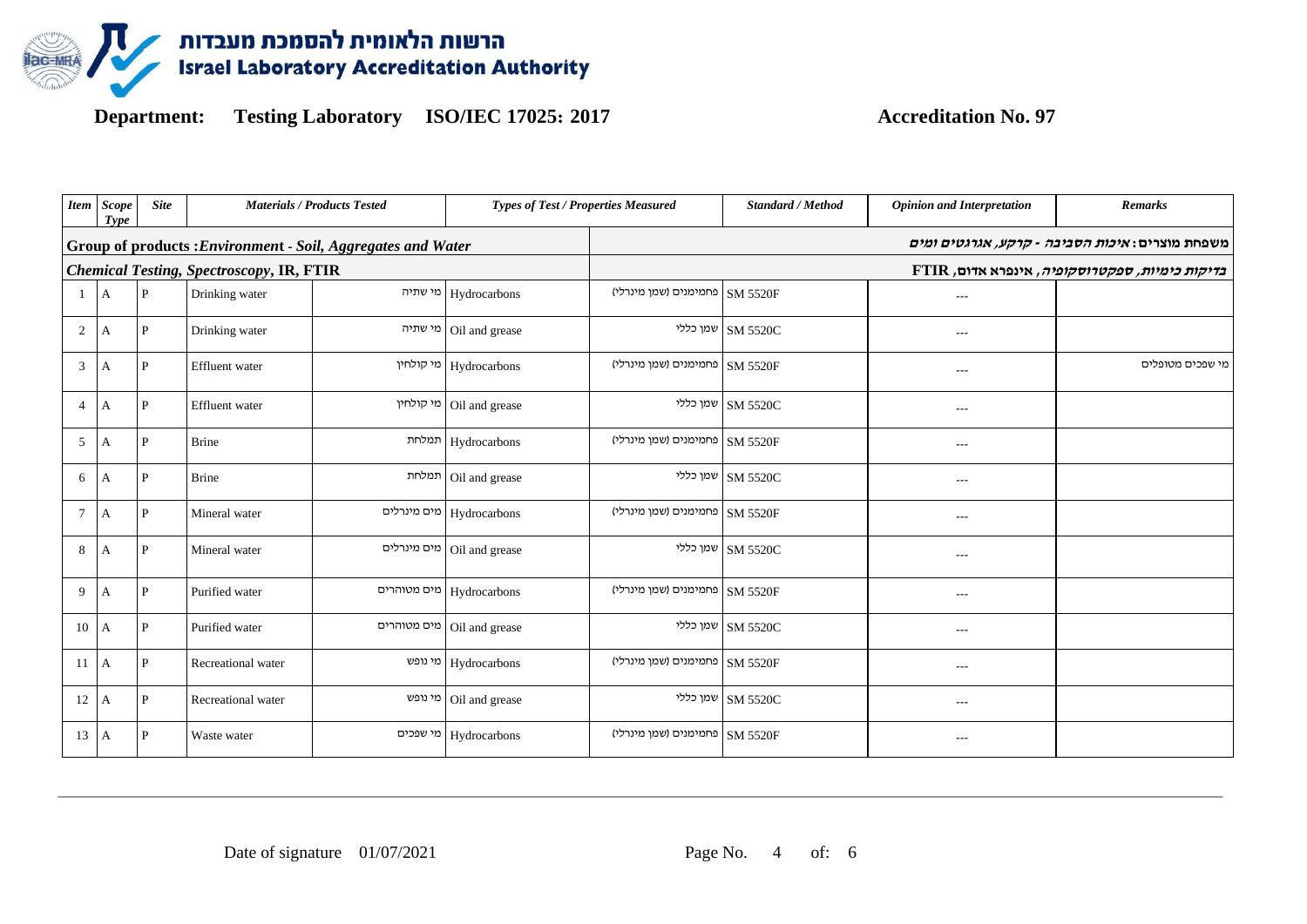# הרשות הלאומית להסמכת מעבדות
# Israel Laboratory Accreditation Authority

**Department:** Testing Laboratory ISO/IEC 17025: 2017 **Accreditation No. 97**

| Item | Scope Type | Site | Materials / Products Tested | | Types of Test / Properties Measured | | Standard / Method | Opinion and Interpretation | Remarks |
|---|---|---|---|---|---|---|---|---|---|
| **Group of products :*Environment - Soil, Aggregates and Water*** | | | | | **משפחת מוצרים: *איכות הסביבה - קרקע, אגרגטים ומים*** | | | | |
| ***Chemical Testing, Spectroscopy, IR, FTIR*** | | | | | ***בדיקות כימיות, ספקטרוסקופיה, אינפרא אדום,* FTIR** | | | | |
| 1 | A | P | Drinking water | מי שתיה | Hydrocarbons | פחמימנים (שמן מינרלי) | SM 5520F | --- | |
| 2 | A | P | Drinking water | מי שתיה | Oil and grease | שמן כללי | SM 5520C | --- | |
| 3 | A | P | Effluent water | מי קולחין | Hydrocarbons | פחמימנים (שמן מינרלי) | SM 5520F | --- | מי שפכים מטופלים |
| 4 | A | P | Effluent water | מי קולחין | Oil and grease | שמן כללי | SM 5520C | --- | |
| 5 | A | P | Brine | תמלחת | Hydrocarbons | פחמימנים (שמן מינרלי) | SM 5520F | --- | |
| 6 | A | P | Brine | תמלחת | Oil and grease | שמן כללי | SM 5520C | --- | |
| 7 | A | P | Mineral water | מים מינרלים | Hydrocarbons | פחמימנים (שמן מינרלי) | SM 5520F | --- | |
| 8 | A | P | Mineral water | מים מינרלים | Oil and grease | שמן כללי | SM 5520C | --- | |
| 9 | A | P | Purified water | מים מטוהרים | Hydrocarbons | פחמימנים (שמן מינרלי) | SM 5520F | --- | |
| 10 | A | P | Purified water | מים מטוהרים | Oil and grease | שמן כללי | SM 5520C | --- | |
| 11 | A | P | Recreational water | מי נופש | Hydrocarbons | פחמימנים (שמן מינרלי) | SM 5520F | --- | |
| 12 | A | P | Recreational water | מי נופש | Oil and grease | שמן כללי | SM 5520C | --- | |
| 13 | A | P | Waste water | מי שפכים | Hydrocarbons | פחמימנים (שמן מינרלי) | SM 5520F | --- | |

Date of signature 01/07/2021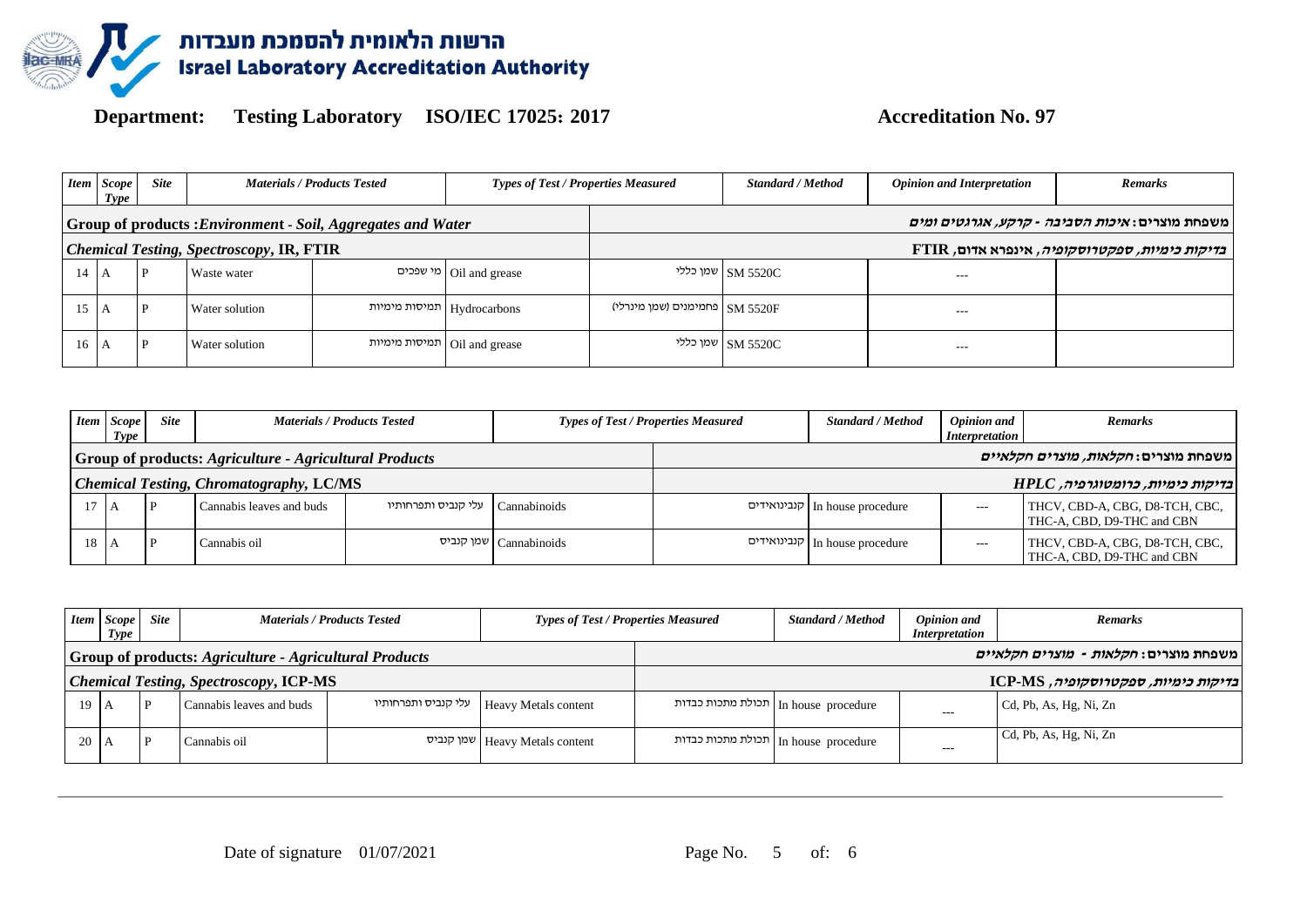**Department: Testing Laboratory ISO/IEC 17025: 2017 Accreditation No. 97**

| Item | Scope Type | Site | Materials / Products Tested | | Types of Test / Properties Measured | | Standard / Method | Opinion and Interpretation | Remarks |
|---|---|---|---|---|---|---|---|---|---|
| **Group of products :*Environment - Soil, Aggregates and Water*** | | | | | ***משפחת מוצרים: איכות הסביבה - קרקע, אגרגטים ומים*** | | | | |
| ***Chemical Testing, Spectroscopy*, IR, FTIR** | | | | | ***בדיקות כימיות, ספקטרוסקופיה*, אינפרא אדום, FTIR** | | | | |
| 14 | A | P | Waste water | מי שפכים | Oil and grease | שמן כללי | SM 5520C | --- | |
| 15 | A | P | Water solution | תמיסות מימיות | Hydrocarbons | פחמימנים (שמן מינרלי) | SM 5520F | --- | |
| 16 | A | P | Water solution | תמיסות מימיות | Oil and grease | שמן כללי | SM 5520C | --- | |

| Item | Scope Type | Site | Materials / Products Tested | | Types of Test / Properties Measured | | Standard / Method | Opinion and Interpretation | Remarks |
|---|---|---|---|---|---|---|---|---|---|
| **Group of products: *Agriculture - Agricultural Products*** | | | | | ***משפחת מוצרים: חקלאות, מוצרים חקלאיים*** | | | | |
| ***Chemical Testing, Chromatography*, LC/MS** | | | | | ***בדיקות כימיות, כרומטוגרפיה, HPLC*** | | | | |
| 17 | A | P | Cannabis leaves and buds | עלי קנביס ותפרחותיו | Cannabinoids | קנבינואידים | In house procedure | --- | THCV, CBD-A, CBG, D8-TCH, CBC, THC-A, CBD, D9-THC and CBN |
| 18 | A | P | Cannabis oil | שמן קנביס | Cannabinoids | קנבינואידים | In house procedure | --- | THCV, CBD-A, CBG, D8-TCH, CBC, THC-A, CBD, D9-THC and CBN |

| Item | Scope Type | Site | Materials / Products Tested | | Types of Test / Properties Measured | | Standard / Method | Opinion and Interpretation | Remarks |
|---|---|---|---|---|---|---|---|---|---|
| **Group of products: *Agriculture - Agricultural Products*** | | | | | ***משפחת מוצרים: חקלאות - מוצרים חקלאיים*** | | | | |
| ***Chemical Testing, Spectroscopy*, ICP-MS** | | | | | ***בדיקות כימיות, ספקטרוסקופיה*, ICP-MS** | | | | |
| 19 | A | P | Cannabis leaves and buds | עלי קנביס ותפרחותיו | Heavy Metals content | תכולת מתכות כבדות | In house procedure | --- | Cd, Pb, As, Hg, Ni, Zn |
| 20 | A | P | Cannabis oil | שמן קנביס | Heavy Metals content | תכולת מתכות כבדות | In house procedure | --- | Cd, Pb, As, Hg, Ni, Zn |

Date of signature 01/07/2021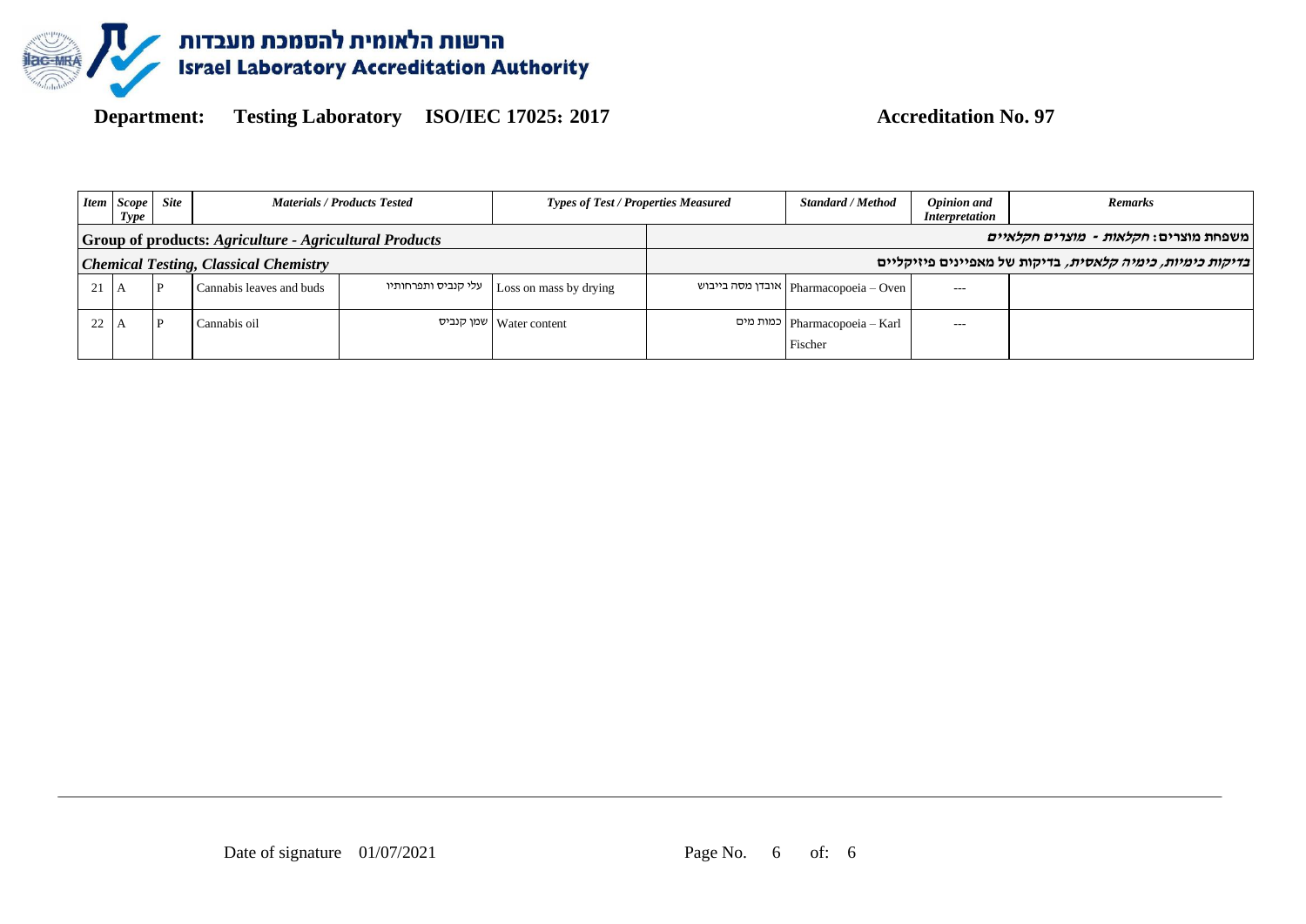**Department: Testing Laboratory ISO/IEC 17025: 2017 Accreditation No. 97**

| *Item* | *Scope Type* | *Site* | *Materials / Products Tested* | | *Types of Test / Properties Measured* | | *Standard / Method* | *Opinion and Interpretation* | *Remarks* |
|---|---|---|---|---|---|---|---|---|---|
| **Group of products: *Agriculture - Agricultural Products*** | | | | | **משפחת מוצרים: *חקלאות - מוצרים חקלאיים*** | | | | |
| ***Chemical Testing, Classical Chemistry*** | | | | | ***בדיקות כימיות, כימיה קלאסית*, בדיקות של מאפיינים פיזיקליים** | | | | |
| 21 | A | P | Cannabis leaves and buds | עלי קנביס ותפרחותיו | Loss on mass by drying | אובדן מסה בייבוש | Pharmacopoeia – Oven | --- | |
| 22 | A | P | Cannabis oil | שמן קנביס | Water content | כמות מים | Pharmacopoeia – Karl Fischer | --- | |

Date of signature 01/07/2021